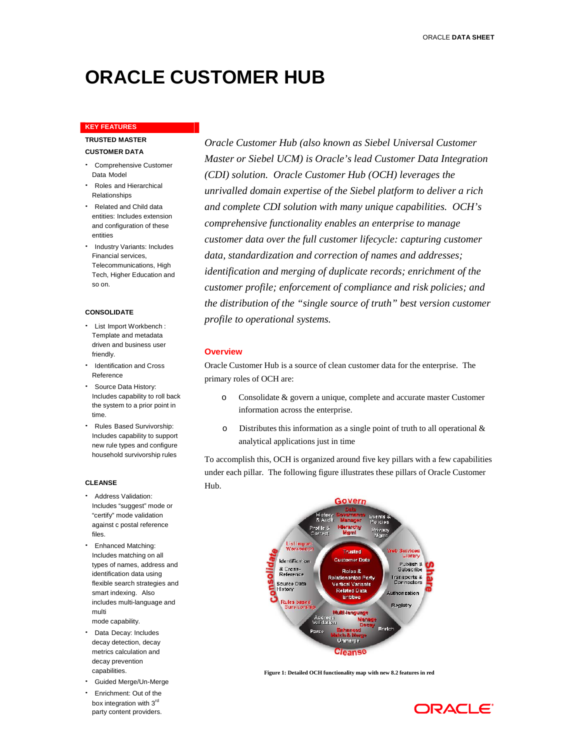# ORACLE CUSTOMER HUB

*Oracle Customer Hub (also known as Siebel Universal Customer Master or Siebel UCM) is Oracle's lead Customer Data Integration (CDI) solution. Oracle Customer Hub (OCH) leverages the unrivalled domain expertise of the Siebel platform to deliver a rich and complete CDI solution with many unique capabilities. OCH's comprehensive functionality enables an enterprise to manage customer data over the full customer lifecycle: capturing customer data, standardization and correction of names and addresses; identification and merging of duplicate records; enrichment of the customer profile; enforcement of compliance and risk policies; and the distribution of the "single source of truth" best version customer profile to operational systems.*

## Overview

Oracle Customer Hub is a source of clean customer data for the enterprise. The primary roles of OCH are:

- Consolidate & govern a unique, complete and accurate master Customer information across the enterprise.
- Distributes this information as a single point of truth to all operational & analytical applications just in time

To accomplish this, OCH is organized around five key pillars with a few capabilities under each pillar. The following figure illustrates these pillars of Oracle Customer Hub.

**Figure 1: Detailed OCH functionality map with new 8.2 features in red**

### KEY FEATURES

**TRUSTED MASTER CUSTOMER DATA**

- Comprehensive Customer Data Model
- Roles and Hierarchical Relationships
- Related and Child data entities: Includes extension and configuration of these entities
- Industry Variants: Includes Financial services, Telecommunications, High Tech, Higher Education and so on.

**CONSOLIDATE**

- List Import Workbench : Template and metadata driven and business user friendly.
- Identification and Cross Reference
- Source Data History: Includes capability to roll back the system to a prior point in time.
- Rules Based Survivorship: Includes capability to support new rule types and configure household survivorship rules

**CLEANSE**

- Address Validation: Includes "suggest" mode or "certify" mode validation against c postal reference files.
- Enhanced Matching: Includes matching on all types of names, address and identification data using flexible search strategies and smart indexing. Also includes multi-language and multi mode capability.
- Data Decay: Includes decay detection, decay metrics calculation and decay prevention capabilities.
- Guided Merge/Un-Merge
- Enrichment: Out of the box integration with 3rd party content providers.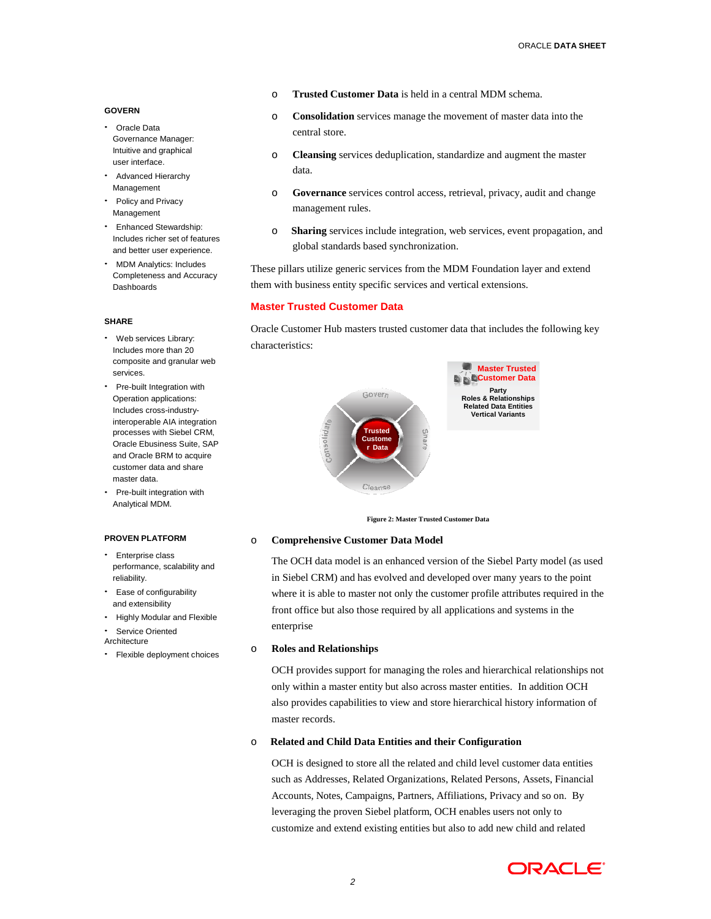- **Trusted Customer Data** is held in a central MDM schema.
- **Consolidation** services manage the movement of master data into the central store.
- **Cleansing** services deduplication, standardize and augment the master data.
- **Governance** services control access, retrieval, privacy, audit and change management rules.
- **Sharing** services include integration, web services, event propagation, and global standards based synchronization.

These pillars utilize generic services from the MDM Foundation layer and extend them with business entity specific services and vertical extensions.

## Master Trusted Customer Data

Oracle Customer Hub masters trusted customer data that includes the following key characteristics:

Figure 2: Master Trusted Customer Data

- **Comprehensive Customer Data Model**

  The OCH data model is an enhanced version of the Siebel Party model (as used in Siebel CRM) and has evolved and developed over many years to the point where it is able to master not only the customer profile attributes required in the front office but also those required by all applications and systems in the enterprise

- **Roles and Relationships**

  OCH provides support for managing the roles and hierarchical relationships not only within a master entity but also across master entities. In addition OCH also provides capabilities to view and store hierarchical history information of master records.

- **Related and Child Data Entities and their Configuration**

  OCH is designed to store all the related and child level customer data entities such as Addresses, Related Organizations, Related Persons, Assets, Financial Accounts, Notes, Campaigns, Partners, Affiliations, Privacy and so on. By leveraging the proven Siebel platform, OCH enables users not only to customize and extend existing entities but also to add new child and related

### GOVERN

- Oracle Data Governance Manager: Intuitive and graphical user interface.
- Advanced Hierarchy Management
- Policy and Privacy Management
- Enhanced Stewardship: Includes richer set of features and better user experience.
- MDM Analytics: Includes Completeness and Accuracy Dashboards

### SHARE

- Web services Library: Includes more than 20 composite and granular web services.
- Pre-built Integration with Operation applications: Includes cross-industry-interoperable AIA integration processes with Siebel CRM, Oracle Ebusiness Suite, SAP and Oracle BRM to acquire customer data and share master data.
- Pre-built integration with Analytical MDM.

### PROVEN PLATFORM

- Enterprise class performance, scalability and reliability.
- Ease of configurability and extensibility
- Highly Modular and Flexible
- Service Oriented Architecture
- Flexible deployment choices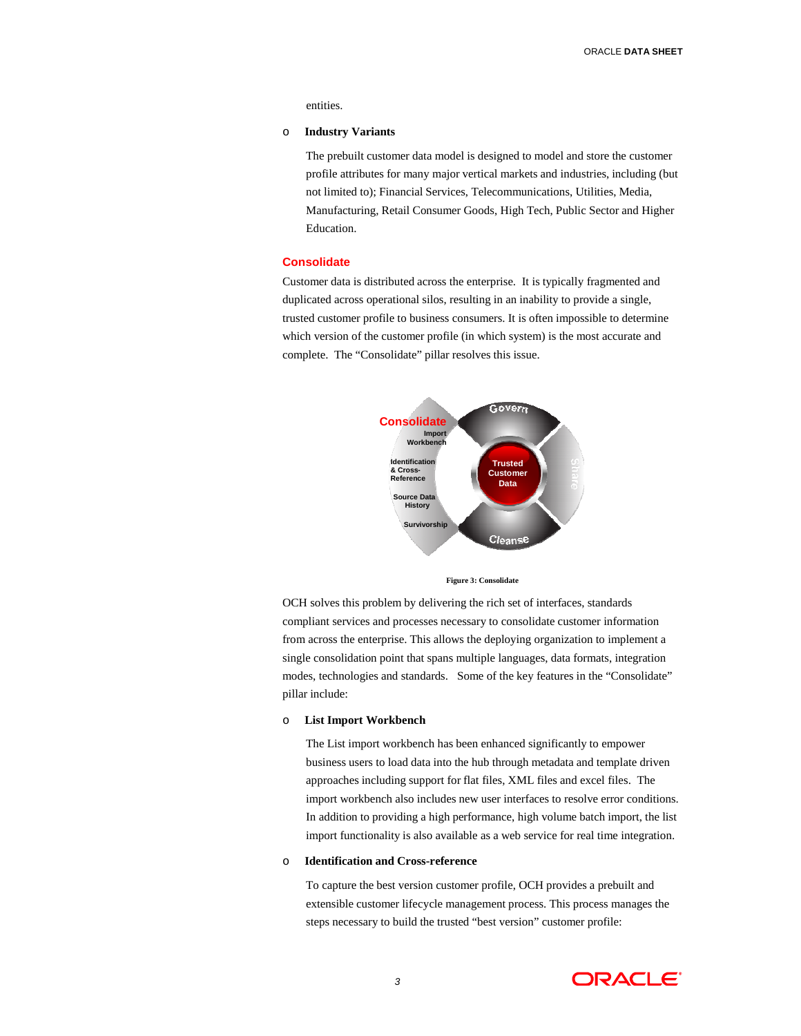entities.

- **Industry Variants**

  The prebuilt customer data model is designed to model and store the customer profile attributes for many major vertical markets and industries, including (but not limited to); Financial Services, Telecommunications, Utilities, Media, Manufacturing, Retail Consumer Goods, High Tech, Public Sector and Higher Education.

## Consolidate

Customer data is distributed across the enterprise. It is typically fragmented and duplicated across operational silos, resulting in an inability to provide a single, trusted customer profile to business consumers. It is often impossible to determine which version of the customer profile (in which system) is the most accurate and complete. The "Consolidate" pillar resolves this issue.

Figure 3: Consolidate

OCH solves this problem by delivering the rich set of interfaces, standards compliant services and processes necessary to consolidate customer information from across the enterprise. This allows the deploying organization to implement a single consolidation point that spans multiple languages, data formats, integration modes, technologies and standards. Some of the key features in the "Consolidate" pillar include:

- **List Import Workbench**

  The List import workbench has been enhanced significantly to empower business users to load data into the hub through metadata and template driven approaches including support for flat files, XML files and excel files. The import workbench also includes new user interfaces to resolve error conditions. In addition to providing a high performance, high volume batch import, the list import functionality is also available as a web service for real time integration.

- **Identification and Cross-reference**

  To capture the best version customer profile, OCH provides a prebuilt and extensible customer lifecycle management process. This process manages the steps necessary to build the trusted "best version" customer profile: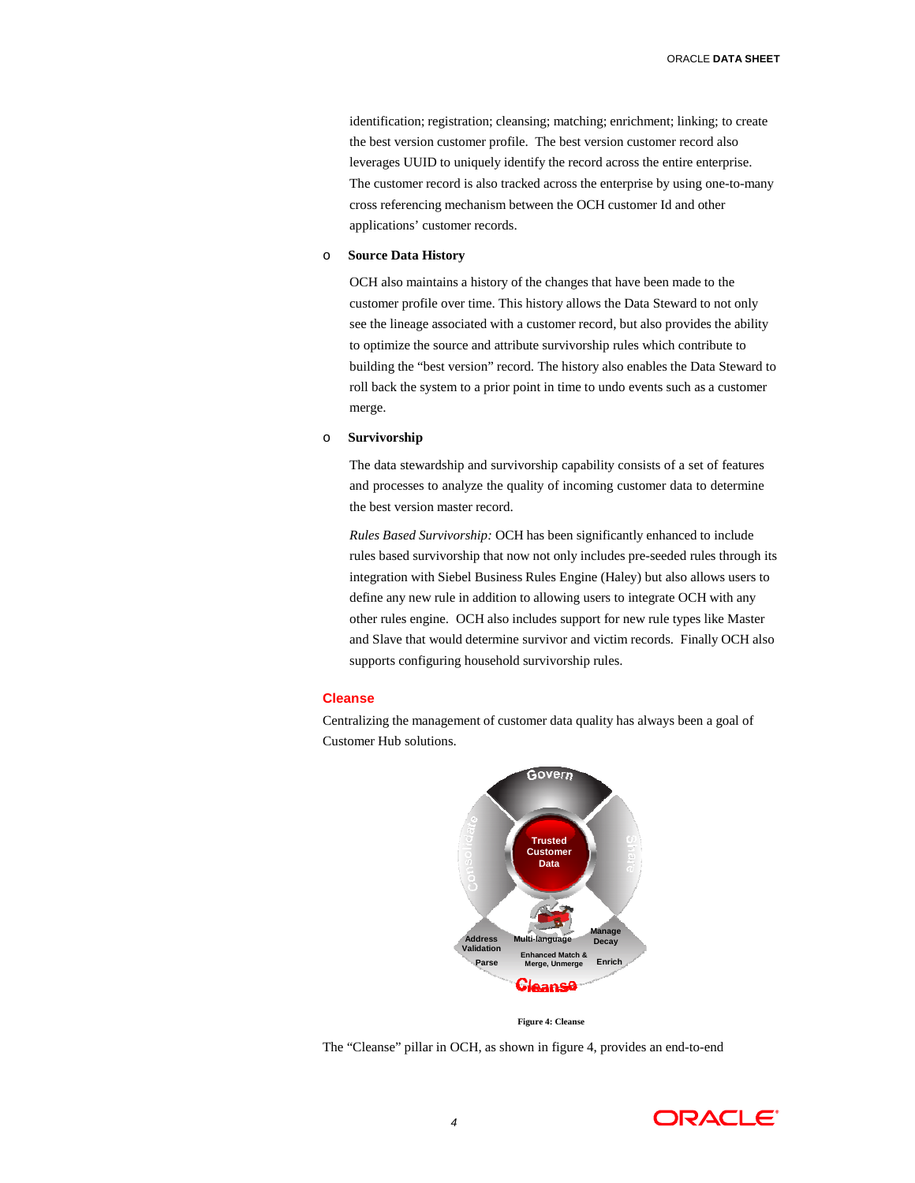identification; registration; cleansing; matching; enrichment; linking; to create the best version customer profile. The best version customer record also leverages UUID to uniquely identify the record across the entire enterprise. The customer record is also tracked across the enterprise by using one-to-many cross referencing mechanism between the OCH customer Id and other applications' customer records.

- **Source Data History**

  OCH also maintains a history of the changes that have been made to the customer profile over time. This history allows the Data Steward to not only see the lineage associated with a customer record, but also provides the ability to optimize the source and attribute survivorship rules which contribute to building the "best version" record. The history also enables the Data Steward to roll back the system to a prior point in time to undo events such as a customer merge.

- **Survivorship**

  The data stewardship and survivorship capability consists of a set of features and processes to analyze the quality of incoming customer data to determine the best version master record.

  *Rules Based Survivorship:* OCH has been significantly enhanced to include rules based survivorship that now not only includes pre-seeded rules through its integration with Siebel Business Rules Engine (Haley) but also allows users to define any new rule in addition to allowing users to integrate OCH with any other rules engine. OCH also includes support for new rule types like Master and Slave that would determine survivor and victim records. Finally OCH also supports configuring household survivorship rules.

## Cleanse

Centralizing the management of customer data quality has always been a goal of Customer Hub solutions.

**Figure 4: Cleanse**

The "Cleanse" pillar in OCH, as shown in figure 4, provides an end-to-end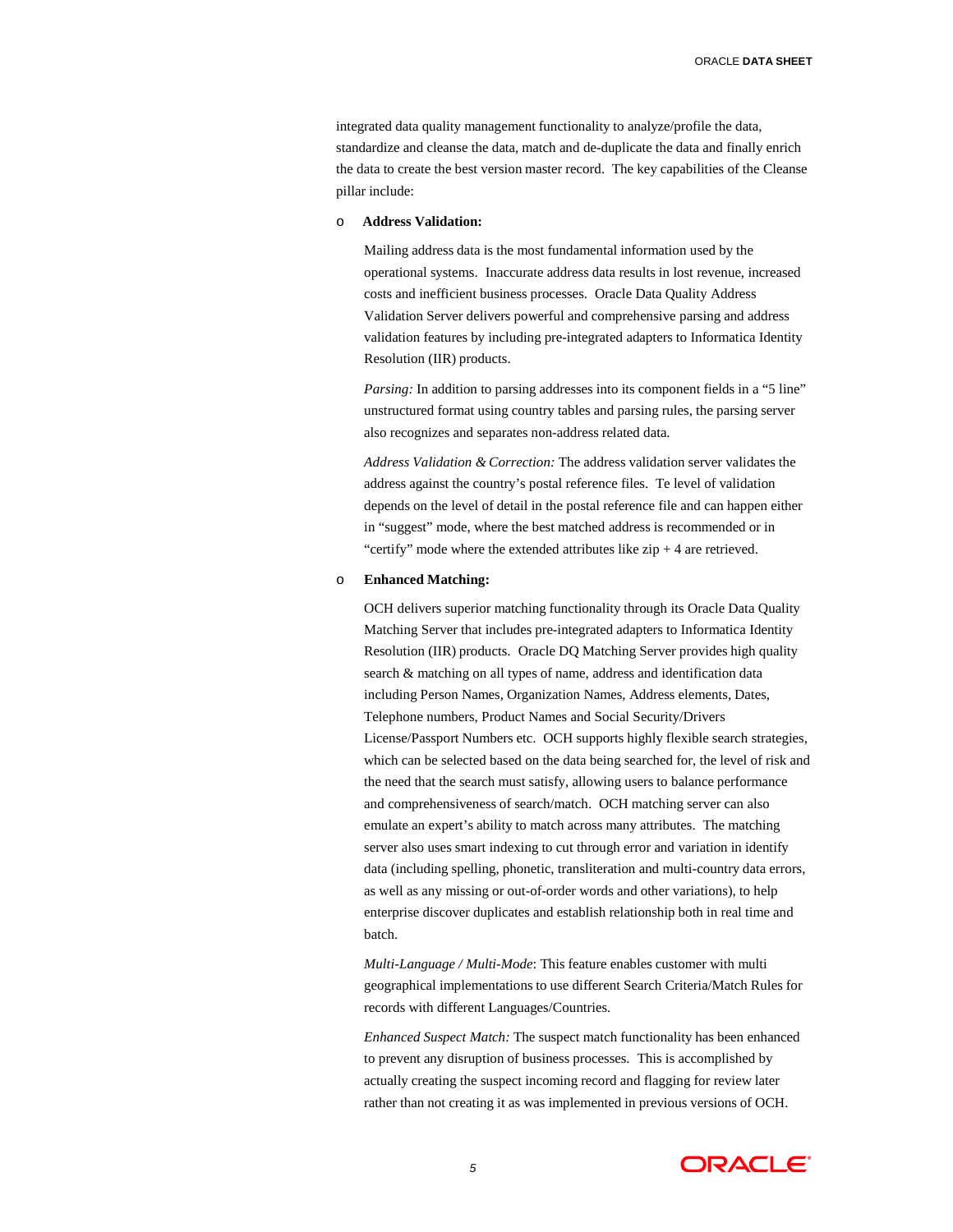integrated data quality management functionality to analyze/profile the data, standardize and cleanse the data, match and de-duplicate the data and finally enrich the data to create the best version master record. The key capabilities of the Cleanse pillar include:

- **Address Validation:**

  Mailing address data is the most fundamental information used by the operational systems. Inaccurate address data results in lost revenue, increased costs and inefficient business processes. Oracle Data Quality Address Validation Server delivers powerful and comprehensive parsing and address validation features by including pre-integrated adapters to Informatica Identity Resolution (IIR) products.

  *Parsing:* In addition to parsing addresses into its component fields in a "5 line" unstructured format using country tables and parsing rules, the parsing server also recognizes and separates non-address related data.

  *Address Validation & Correction:* The address validation server validates the address against the country's postal reference files. Te level of validation depends on the level of detail in the postal reference file and can happen either in "suggest" mode, where the best matched address is recommended or in "certify" mode where the extended attributes like zip + 4 are retrieved.

- **Enhanced Matching:**

  OCH delivers superior matching functionality through its Oracle Data Quality Matching Server that includes pre-integrated adapters to Informatica Identity Resolution (IIR) products. Oracle DQ Matching Server provides high quality search & matching on all types of name, address and identification data including Person Names, Organization Names, Address elements, Dates, Telephone numbers, Product Names and Social Security/Drivers License/Passport Numbers etc. OCH supports highly flexible search strategies, which can be selected based on the data being searched for, the level of risk and the need that the search must satisfy, allowing users to balance performance and comprehensiveness of search/match. OCH matching server can also emulate an expert's ability to match across many attributes. The matching server also uses smart indexing to cut through error and variation in identify data (including spelling, phonetic, transliteration and multi-country data errors, as well as any missing or out-of-order words and other variations), to help enterprise discover duplicates and establish relationship both in real time and batch.

  *Multi-Language / Multi-Mode*: This feature enables customer with multi geographical implementations to use different Search Criteria/Match Rules for records with different Languages/Countries.

  *Enhanced Suspect Match:* The suspect match functionality has been enhanced to prevent any disruption of business processes. This is accomplished by actually creating the suspect incoming record and flagging for review later rather than not creating it as was implemented in previous versions of OCH.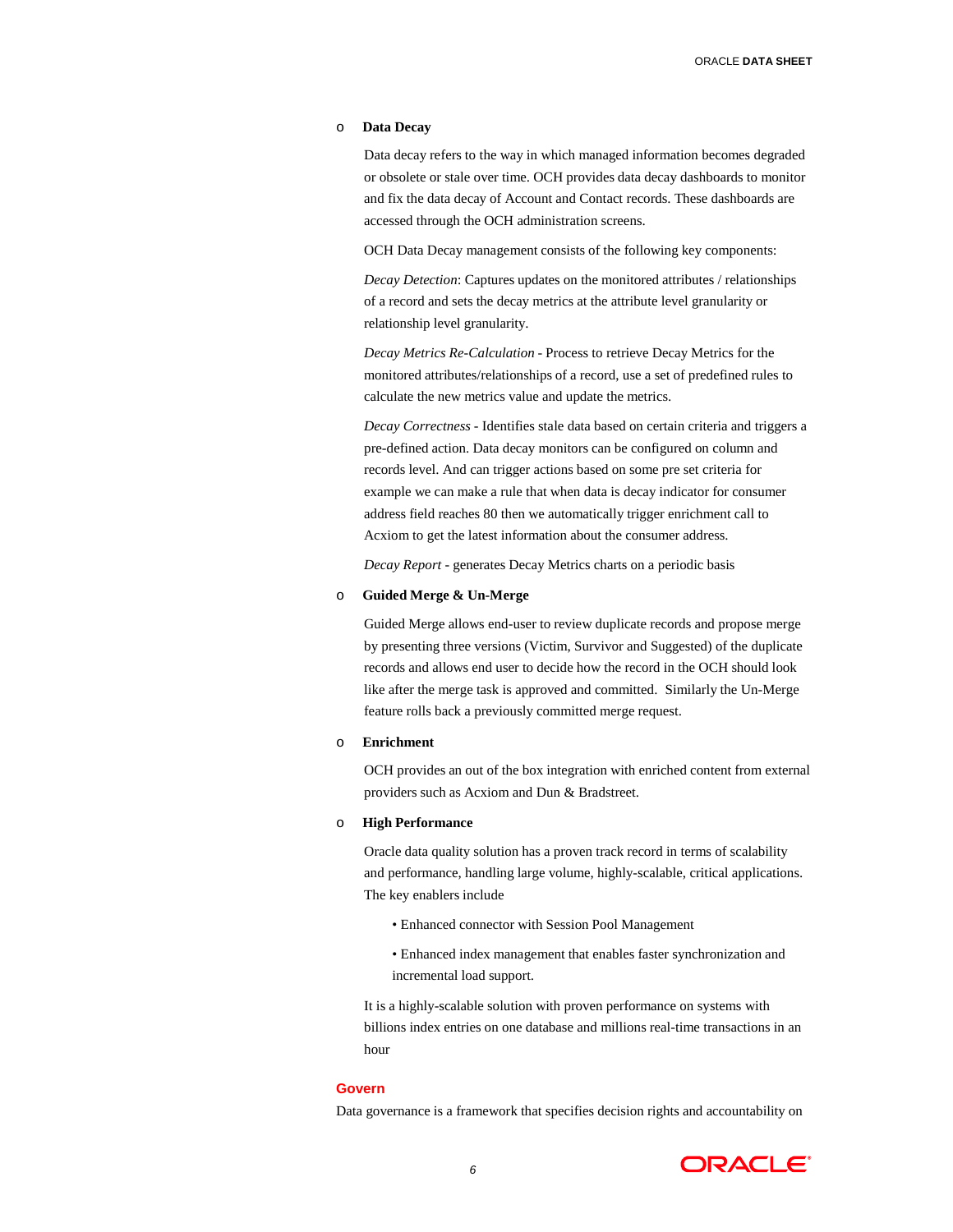- **Data Decay**

  Data decay refers to the way in which managed information becomes degraded or obsolete or stale over time. OCH provides data decay dashboards to monitor and fix the data decay of Account and Contact records. These dashboards are accessed through the OCH administration screens.

  OCH Data Decay management consists of the following key components:

  *Decay Detection*: Captures updates on the monitored attributes / relationships of a record and sets the decay metrics at the attribute level granularity or relationship level granularity.

  *Decay Metrics Re-Calculation* - Process to retrieve Decay Metrics for the monitored attributes/relationships of a record, use a set of predefined rules to calculate the new metrics value and update the metrics.

  *Decay Correctness* - Identifies stale data based on certain criteria and triggers a pre-defined action. Data decay monitors can be configured on column and records level. And can trigger actions based on some pre set criteria for example we can make a rule that when data is decay indicator for consumer address field reaches 80 then we automatically trigger enrichment call to Acxiom to get the latest information about the consumer address.

  *Decay Report* - generates Decay Metrics charts on a periodic basis

- **Guided Merge & Un-Merge**

  Guided Merge allows end-user to review duplicate records and propose merge by presenting three versions (Victim, Survivor and Suggested) of the duplicate records and allows end user to decide how the record in the OCH should look like after the merge task is approved and committed. Similarly the Un-Merge feature rolls back a previously committed merge request.

- **Enrichment**

  OCH provides an out of the box integration with enriched content from external providers such as Acxiom and Dun & Bradstreet.

- **High Performance**

  Oracle data quality solution has a proven track record in terms of scalability and performance, handling large volume, highly-scalable, critical applications. The key enablers include

  - Enhanced connector with Session Pool Management
  - Enhanced index management that enables faster synchronization and incremental load support.

  It is a highly-scalable solution with proven performance on systems with billions index entries on one database and millions real-time transactions in an hour

## Govern

Data governance is a framework that specifies decision rights and accountability on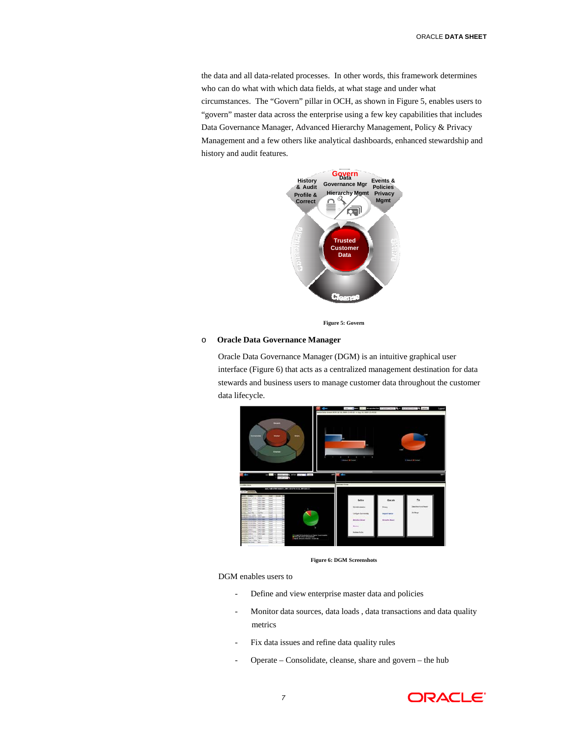the data and all data-related processes. In other words, this framework determines who can do what with which data fields, at what stage and under what circumstances. The “Govern” pillar in OCH, as shown in Figure 5, enables users to “govern” master data across the enterprise using a few key capabilities that includes Data Governance Manager, Advanced Hierarchy Management, Policy & Privacy Management and a few others like analytical dashboards, enhanced stewardship and history and audit features.

**Figure 5: Govern**

- **Oracle Data Governance Manager**

  Oracle Data Governance Manager (DGM) is an intuitive graphical user interface (Figure 6) that acts as a centralized management destination for data stewards and business users to manage customer data throughout the customer data lifecycle.

**Figure 6: DGM Screenshots**

DGM enables users to

- Define and view enterprise master data and policies
- Monitor data sources, data loads , data transactions and data quality metrics
- Fix data issues and refine data quality rules
- Operate – Consolidate, cleanse, share and govern – the hub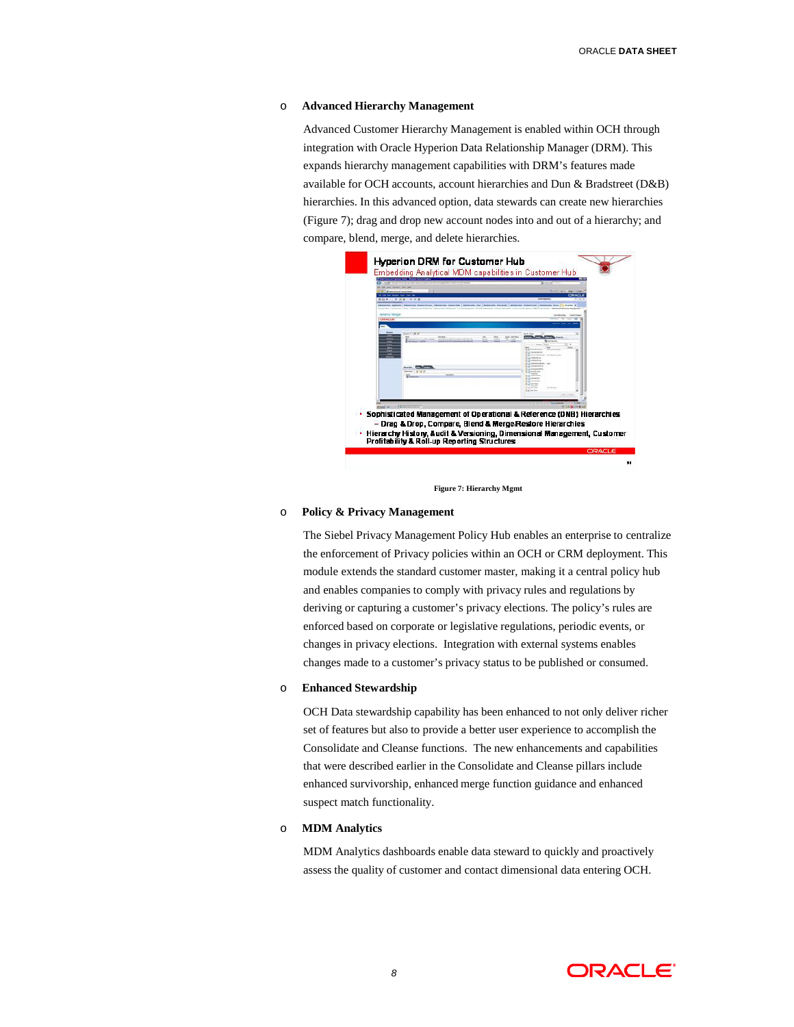- **Advanced Hierarchy Management**

  Advanced Customer Hierarchy Management is enabled within OCH through integration with Oracle Hyperion Data Relationship Manager (DRM). This expands hierarchy management capabilities with DRM's features made available for OCH accounts, account hierarchies and Dun & Bradstreet (D&B) hierarchies. In this advanced option, data stewards can create new hierarchies (Figure 7); drag and drop new account nodes into and out of a hierarchy; and compare, blend, merge, and delete hierarchies.

Figure 7: Hierarchy Mgmt

- **Policy & Privacy Management**

  The Siebel Privacy Management Policy Hub enables an enterprise to centralize the enforcement of Privacy policies within an OCH or CRM deployment. This module extends the standard customer master, making it a central policy hub and enables companies to comply with privacy rules and regulations by deriving or capturing a customer's privacy elections. The policy's rules are enforced based on corporate or legislative regulations, periodic events, or changes in privacy elections. Integration with external systems enables changes made to a customer's privacy status to be published or consumed.

- **Enhanced Stewardship**

  OCH Data stewardship capability has been enhanced to not only deliver richer set of features but also to provide a better user experience to accomplish the Consolidate and Cleanse functions. The new enhancements and capabilities that were described earlier in the Consolidate and Cleanse pillars include enhanced survivorship, enhanced merge function guidance and enhanced suspect match functionality.

- **MDM Analytics**

  MDM Analytics dashboards enable data steward to quickly and proactively assess the quality of customer and contact dimensional data entering OCH.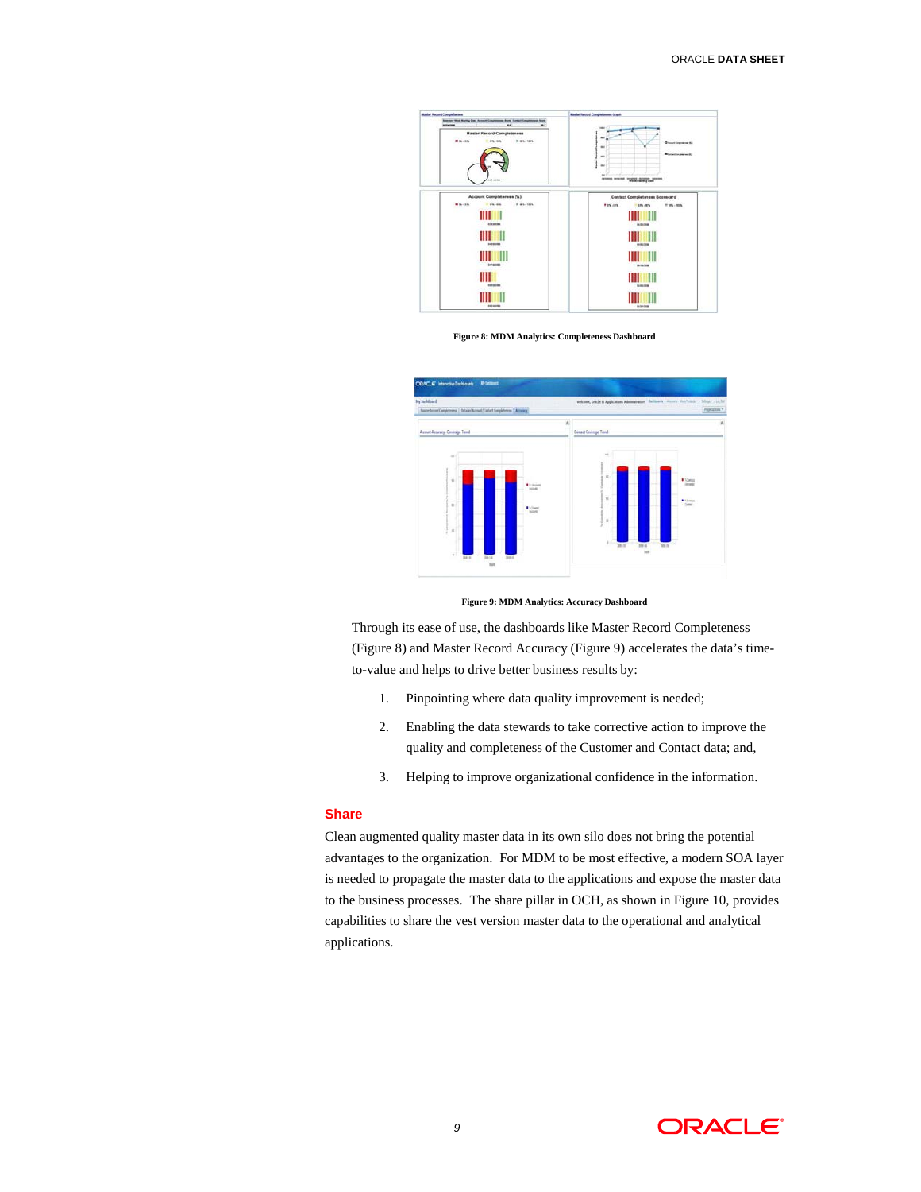Figure 8: MDM Analytics: Completeness Dashboard

Figure 9: MDM Analytics: Accuracy Dashboard

Through its ease of use, the dashboards like Master Record Completeness (Figure 8) and Master Record Accuracy (Figure 9) accelerates the data's time-to-value and helps to drive better business results by:

1. Pinpointing where data quality improvement is needed;
2. Enabling the data stewards to take corrective action to improve the quality and completeness of the Customer and Contact data; and,
3. Helping to improve organizational confidence in the information.

## Share

Clean augmented quality master data in its own silo does not bring the potential advantages to the organization. For MDM to be most effective, a modern SOA layer is needed to propagate the master data to the applications and expose the master data to the business processes. The share pillar in OCH, as shown in Figure 10, provides capabilities to share the vest version master data to the operational and analytical applications.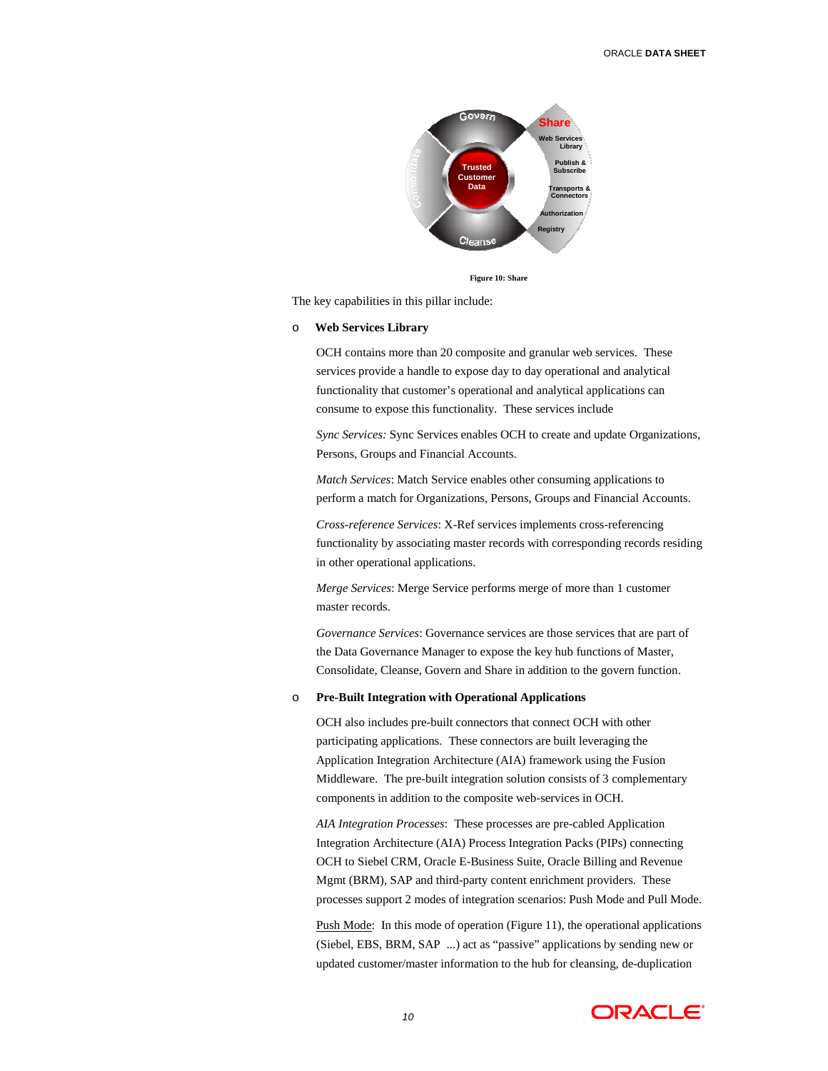Figure 10: Share

The key capabilities in this pillar include:

- **Web Services Library**

  OCH contains more than 20 composite and granular web services. These services provide a handle to expose day to day operational and analytical functionality that customer's operational and analytical applications can consume to expose this functionality. These services include

  *Sync Services:* Sync Services enables OCH to create and update Organizations, Persons, Groups and Financial Accounts.

  *Match Services*: Match Service enables other consuming applications to perform a match for Organizations, Persons, Groups and Financial Accounts.

  *Cross-reference Services*: X-Ref services implements cross-referencing functionality by associating master records with corresponding records residing in other operational applications.

  *Merge Services*: Merge Service performs merge of more than 1 customer master records.

  *Governance Services*: Governance services are those services that are part of the Data Governance Manager to expose the key hub functions of Master, Consolidate, Cleanse, Govern and Share in addition to the govern function.

- **Pre-Built Integration with Operational Applications**

  OCH also includes pre-built connectors that connect OCH with other participating applications. These connectors are built leveraging the Application Integration Architecture (AIA) framework using the Fusion Middleware. The pre-built integration solution consists of 3 complementary components in addition to the composite web-services in OCH.

  *AIA Integration Processes*: These processes are pre-cabled Application Integration Architecture (AIA) Process Integration Packs (PIPs) connecting OCH to Siebel CRM, Oracle E-Business Suite, Oracle Billing and Revenue Mgmt (BRM), SAP and third-party content enrichment providers. These processes support 2 modes of integration scenarios: Push Mode and Pull Mode.

  Push Mode: In this mode of operation (Figure 11), the operational applications (Siebel, EBS, BRM, SAP ...) act as "passive" applications by sending new or updated customer/master information to the hub for cleansing, de-duplication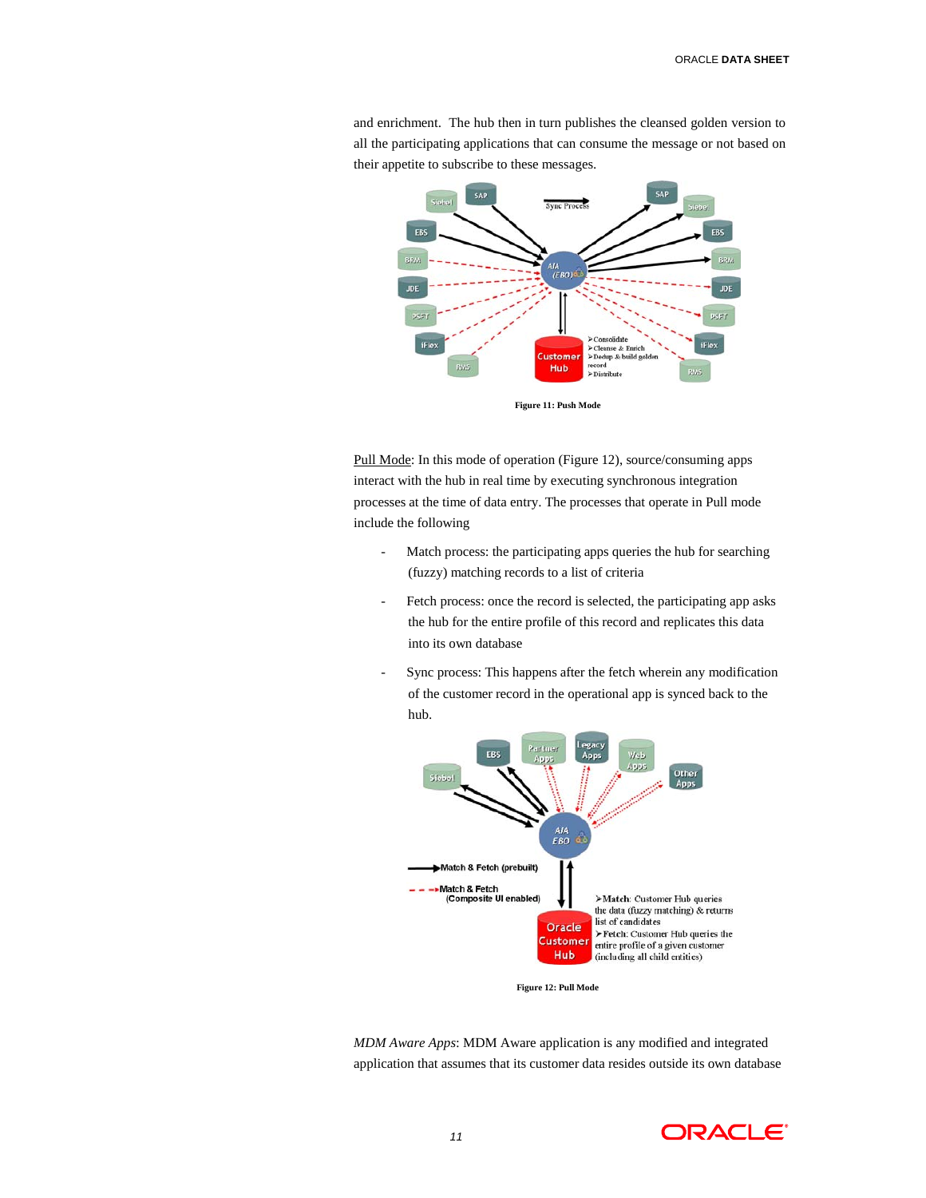and enrichment.  The hub then in turn publishes the cleansed golden version to all the participating applications that can consume the message or not based on their appetite to subscribe to these messages.

Figure 11: Push Mode

Pull Mode: In this mode of operation (Figure 12), source/consuming apps interact with the hub in real time by executing synchronous integration processes at the time of data entry. The processes that operate in Pull mode include the following

- Match process: the participating apps queries the hub for searching (fuzzy) matching records to a list of criteria
- Fetch process: once the record is selected, the participating app asks the hub for the entire profile of this record and replicates this data into its own database
- Sync process: This happens after the fetch wherein any modification of the customer record in the operational app is synced back to the hub.

Figure 12: Pull Mode

*MDM Aware Apps*: MDM Aware application is any modified and integrated application that assumes that its customer data resides outside its own database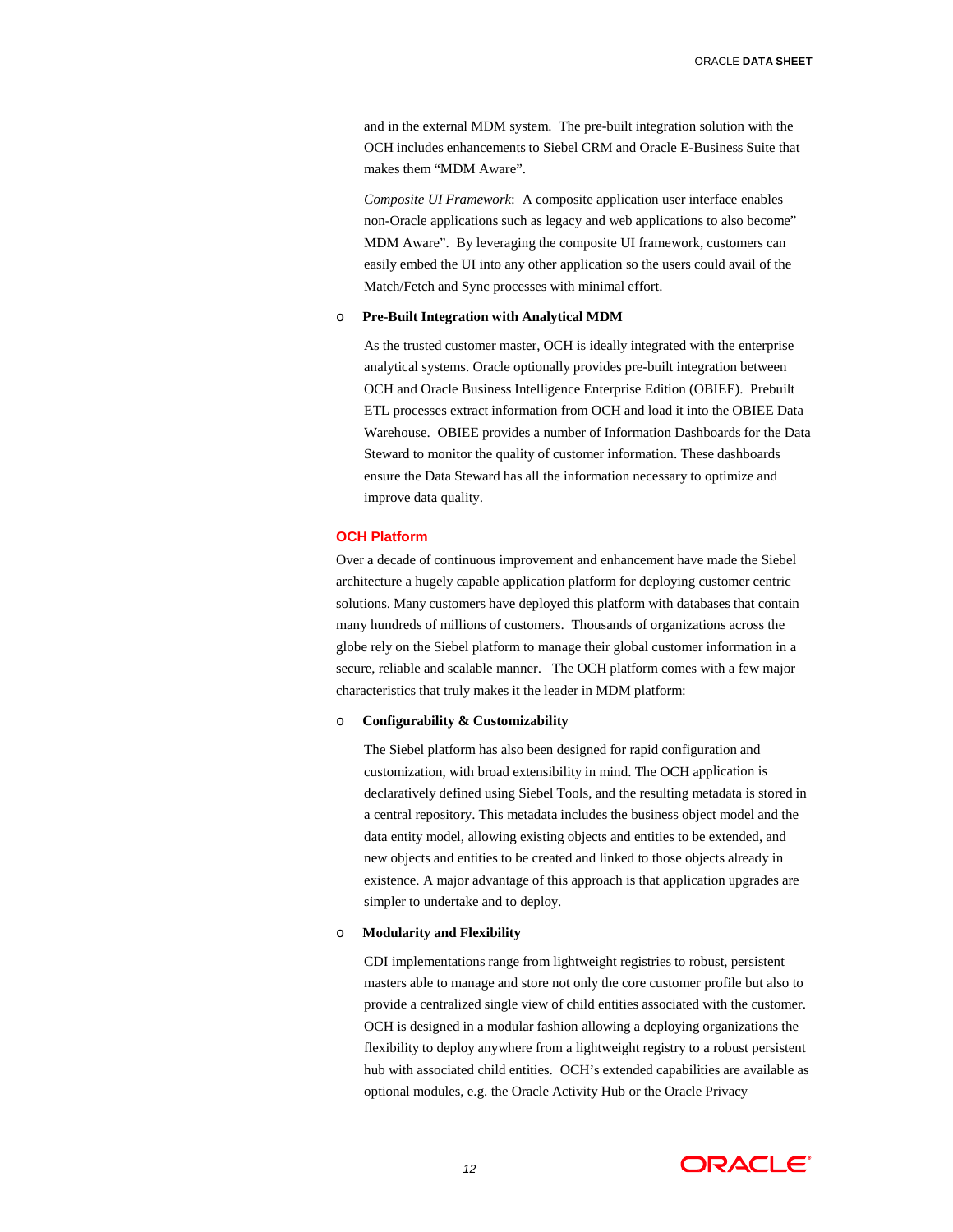and in the external MDM system. The pre-built integration solution with the OCH includes enhancements to Siebel CRM and Oracle E-Business Suite that makes them "MDM Aware".

*Composite UI Framework*: A composite application user interface enables non-Oracle applications such as legacy and web applications to also become" MDM Aware". By leveraging the composite UI framework, customers can easily embed the UI into any other application so the users could avail of the Match/Fetch and Sync processes with minimal effort.

- **Pre-Built Integration with Analytical MDM**

  As the trusted customer master, OCH is ideally integrated with the enterprise analytical systems. Oracle optionally provides pre-built integration between OCH and Oracle Business Intelligence Enterprise Edition (OBIEE). Prebuilt ETL processes extract information from OCH and load it into the OBIEE Data Warehouse. OBIEE provides a number of Information Dashboards for the Data Steward to monitor the quality of customer information. These dashboards ensure the Data Steward has all the information necessary to optimize and improve data quality.

## OCH Platform

Over a decade of continuous improvement and enhancement have made the Siebel architecture a hugely capable application platform for deploying customer centric solutions. Many customers have deployed this platform with databases that contain many hundreds of millions of customers. Thousands of organizations across the globe rely on the Siebel platform to manage their global customer information in a secure, reliable and scalable manner. The OCH platform comes with a few major characteristics that truly makes it the leader in MDM platform:

- **Configurability & Customizability**

  The Siebel platform has also been designed for rapid configuration and customization, with broad extensibility in mind. The OCH application is declaratively defined using Siebel Tools, and the resulting metadata is stored in a central repository. This metadata includes the business object model and the data entity model, allowing existing objects and entities to be extended, and new objects and entities to be created and linked to those objects already in existence. A major advantage of this approach is that application upgrades are simpler to undertake and to deploy.

- **Modularity and Flexibility**

  CDI implementations range from lightweight registries to robust, persistent masters able to manage and store not only the core customer profile but also to provide a centralized single view of child entities associated with the customer. OCH is designed in a modular fashion allowing a deploying organizations the flexibility to deploy anywhere from a lightweight registry to a robust persistent hub with associated child entities. OCH's extended capabilities are available as optional modules, e.g. the Oracle Activity Hub or the Oracle Privacy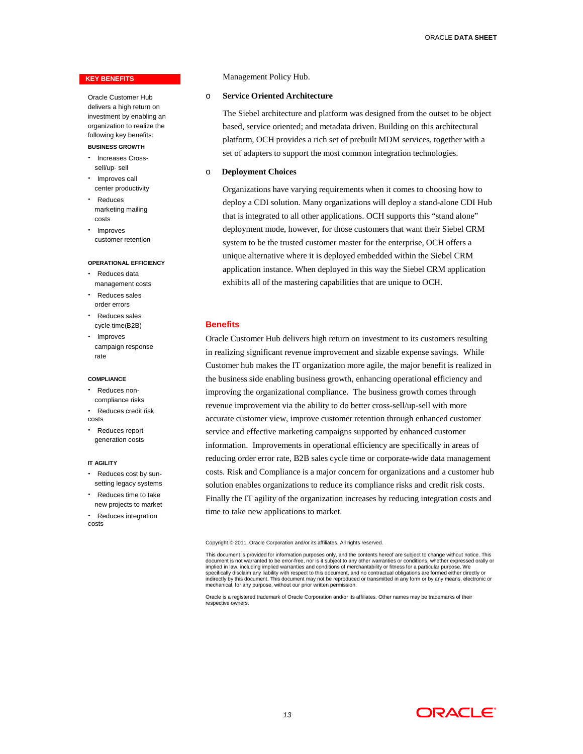**KEY BENEFITS**

Oracle Customer Hub delivers a high return on investment by enabling an organization to realize the following key benefits:

**BUSINESS GROWTH**

- Increases Cross-sell/up- sell
- Improves call center productivity
- Reduces marketing mailing costs
- Improves customer retention

**OPERATIONAL EFFICIENCY**

- Reduces data management costs
- Reduces sales order errors
- Reduces sales cycle time(B2B)
- Improves campaign response rate

**COMPLIANCE**

- Reduces non-compliance risks
- Reduces credit risk costs
- Reduces report generation costs

**IT AGILITY**

- Reduces cost by sun-setting legacy systems
- Reduces time to take new projects to market
- Reduces integration costs

Management Policy Hub.

- **Service Oriented Architecture**

  The Siebel architecture and platform was designed from the outset to be object based, service oriented; and metadata driven. Building on this architectural platform, OCH provides a rich set of prebuilt MDM services, together with a set of adapters to support the most common integration technologies.

- **Deployment Choices**

  Organizations have varying requirements when it comes to choosing how to deploy a CDI solution. Many organizations will deploy a stand-alone CDI Hub that is integrated to all other applications. OCH supports this “stand alone” deployment mode, however, for those customers that want their Siebel CRM system to be the trusted customer master for the enterprise, OCH offers a unique alternative where it is deployed embedded within the Siebel CRM application instance. When deployed in this way the Siebel CRM application exhibits all of the mastering capabilities that are unique to OCH.

## Benefits

Oracle Customer Hub delivers high return on investment to its customers resulting in realizing significant revenue improvement and sizable expense savings. While Customer hub makes the IT organization more agile, the major benefit is realized in the business side enabling business growth, enhancing operational efficiency and improving the organizational compliance. The business growth comes through revenue improvement via the ability to do better cross-sell/up-sell with more accurate customer view, improve customer retention through enhanced customer service and effective marketing campaigns supported by enhanced customer information. Improvements in operational efficiency are specifically in areas of reducing order error rate, B2B sales cycle time or corporate-wide data management costs. Risk and Compliance is a major concern for organizations and a customer hub solution enables organizations to reduce its compliance risks and credit risk costs. Finally the IT agility of the organization increases by reducing integration costs and time to take new applications to market.

Copyright © 2011, Oracle Corporation and/or its affiliates. All rights reserved.

This document is provided for information purposes only, and the contents hereof are subject to change without notice. This document is not warranted to be error-free, nor is it subject to any other warranties or conditions, whether expressed orally or implied in law, including implied warranties and conditions of merchantability or fitness for a particular purpose. We specifically disclaim any liability with respect to this document, and no contractual obligations are formed either directly or indirectly by this document. This document may not be reproduced or transmitted in any form or by any means, electronic or mechanical, for any purpose, without our prior written permission.

Oracle is a registered trademark of Oracle Corporation and/or its affiliates. Other names may be trademarks of their respective owners.